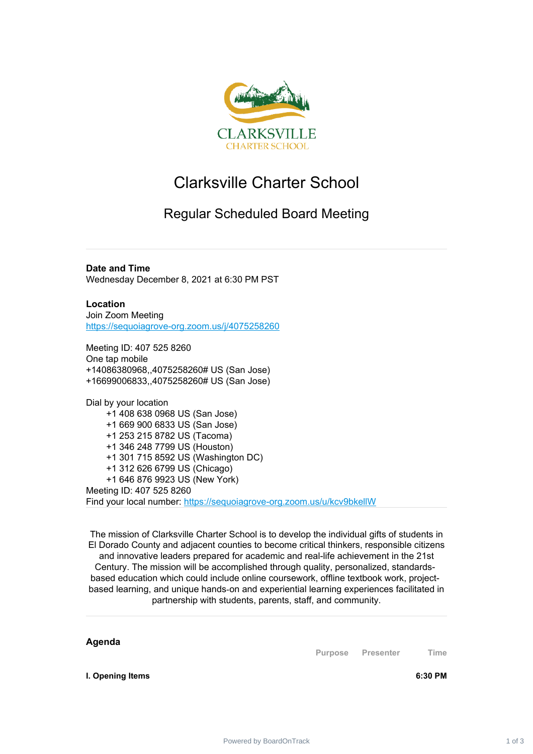# Clarksville Charter School

## Regular Scheduled Board Meeting

**Date and Time**
Wednesday December 8, 2021 at 6:30 PM PST

**Location**
Join Zoom Meeting
https://sequoiagrove-org.zoom.us/j/4075258260

Meeting ID: 407 525 8260
One tap mobile
+14086380968,,4075258260# US (San Jose)
+16699006833,,4075258260# US (San Jose)

Dial by your location
+1 408 638 0968 US (San Jose)
+1 669 900 6833 US (San Jose)
+1 253 215 8782 US (Tacoma)
+1 346 248 7799 US (Houston)
+1 301 715 8592 US (Washington DC)
+1 312 626 6799 (Chicago)
+1 646 876 9923 US (New York)
Meeting ID: 407 525 8260
Find your local number: https://sequoiagrove-org.zoom.us/u/kcv9bkellW

The mission of Clarksville Charter School is to develop the individual gifts of students in El Dorado County and adjacent counties to become critical thinkers, responsible citizens and innovative leaders prepared for academic and real-life achievement in the 21st Century. The mission will be accomplished through quality, personalized, standards-based education which could include online coursework, offline textbook work, project-based learning, and unique hands-on and experiential learning experiences facilitated in partnership with students, parents, staff, and community.

**Agenda**

| | Purpose | Presenter | Time |
|---|---|---|---|
| **I. Opening Items** | | | **6:30 PM** |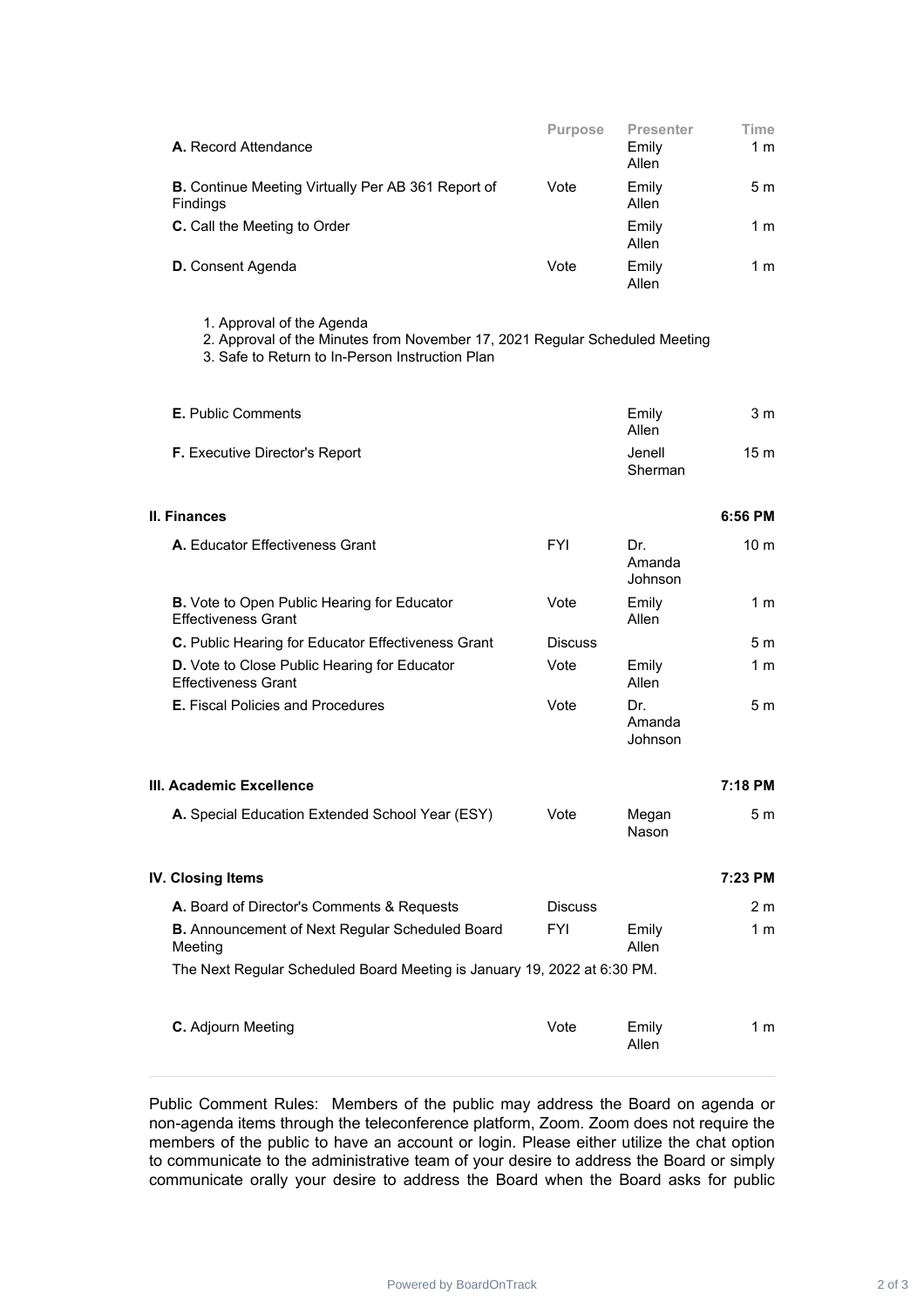| | Purpose | Presenter | Time |
|---|---|---|---|
| **A.** Record Attendance | | Emily Allen | 1 m |
| **B.** Continue Meeting Virtually Per AB 361 Report of Findings | Vote | Emily Allen | 5 m |
| **C.** Call the Meeting to Order | | Emily Allen | 1 m |
| **D.** Consent Agenda | Vote | Emily Allen | 1 m |

1. Approval of the Agenda
2. Approval of the Minutes from November 17, 2021 Regular Scheduled Meeting
3. Safe to Return to In-Person Instruction Plan

| | | | |
|---|---|---|---|
| **E.** Public Comments | | Emily Allen | 3 m |
| **F.** Executive Director's Report | | Jenell Sherman | 15 m |

## II. Finances — 6:56 PM

| | | | |
|---|---|---|---|
| **A.** Educator Effectiveness Grant | FYI | Dr. Amanda Johnson | 10 m |
| **B.** Vote to Open Public Hearing for Educator Effectiveness Grant | Vote | Emily Allen | 1 m |
| **C.** Public Hearing for Educator Effectiveness Grant | Discuss | | 5 m |
| **D.** Vote to Close Public Hearing for Educator Effectiveness Grant | Vote | Emily Allen | 1 m |
| **E.** Fiscal Policies and Procedures | Vote | Dr. Amanda Johnson | 5 m |

## III. Academic Excellence — 7:18 PM

| | | | |
|---|---|---|---|
| **A.** Special Education Extended School Year (ESY) | Vote | Megan Nason | 5 m |

## IV. Closing Items — 7:23 PM

| | | | |
|---|---|---|---|
| **A.** Board of Director's Comments & Requests | Discuss | | 2 m |
| **B.** Announcement of Next Regular Scheduled Board Meeting | FYI | Emily Allen | 1 m |

The Next Regular Scheduled Board Meeting is January 19, 2022 at 6:30 PM.

| | | | |
|---|---|---|---|
| **C.** Adjourn Meeting | Vote | Emily Allen | 1 m |

---

Public Comment Rules: Members of the public may address the Board on agenda or non-agenda items through the teleconference platform, Zoom. Zoom does not require the members of the public to have an account or login. Please either utilize the chat option to communicate to the administrative team of your desire to address the Board or simply communicate orally your desire to address the Board when the Board asks for public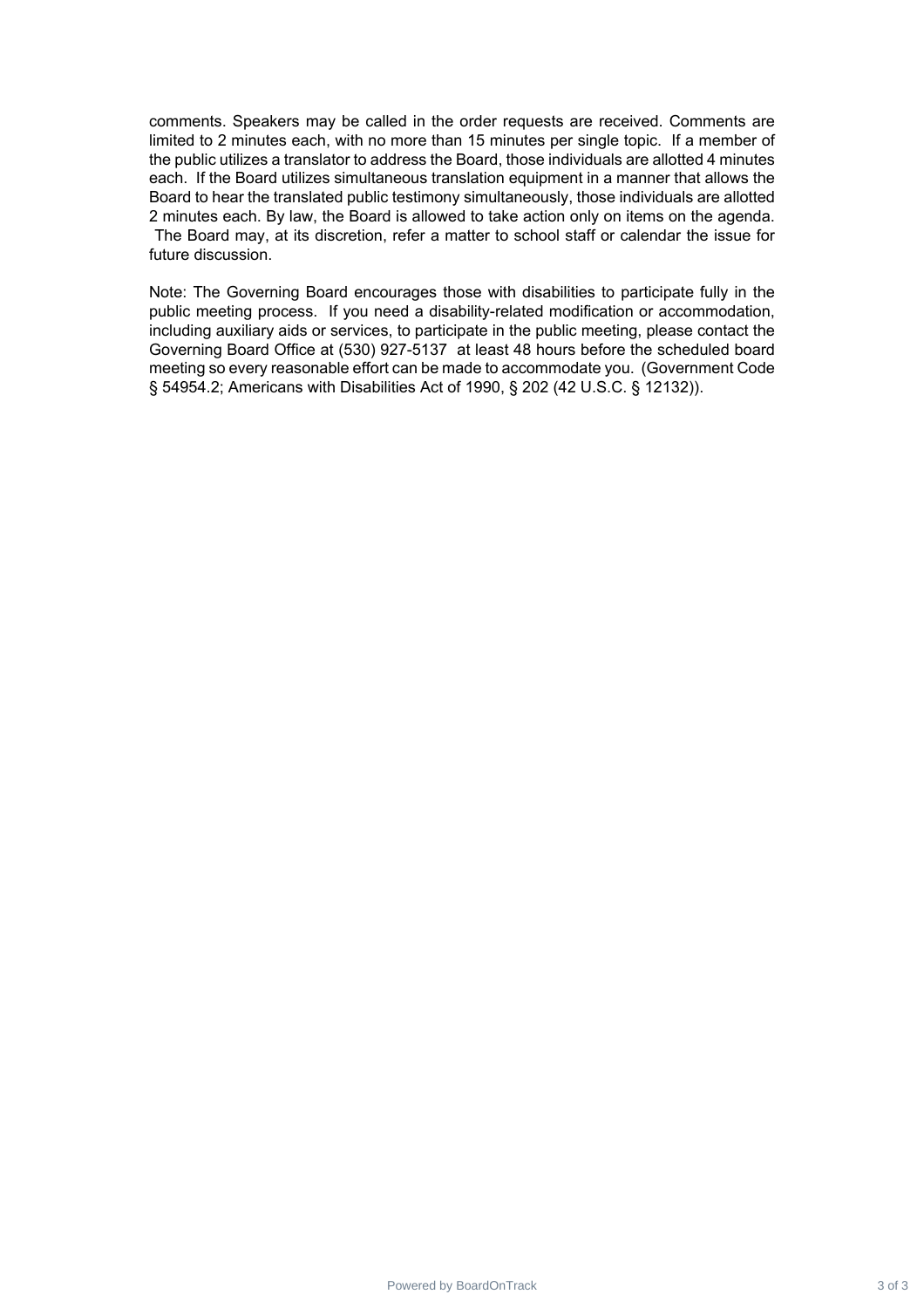comments. Speakers may be called in the order requests are received. Comments are limited to 2 minutes each, with no more than 15 minutes per single topic. If a member of the public utilizes a translator to address the Board, those individuals are allotted 4 minutes each. If the Board utilizes simultaneous translation equipment in a manner that allows the Board to hear the translated public testimony simultaneously, those individuals are allotted 2 minutes each. By law, the Board is allowed to take action only on items on the agenda. The Board may, at its discretion, refer a matter to school staff or calendar the issue for future discussion.

Note: The Governing Board encourages those with disabilities to participate fully in the public meeting process. If you need a disability-related modification or accommodation, including auxiliary aids or services, to participate in the public meeting, please contact the Governing Board Office at (530) 927-5137 at least 48 hours before the scheduled board meeting so every reasonable effort can be made to accommodate you. (Government Code § 54954.2; Americans with Disabilities Act of 1990, § 202 (42 U.S.C. § 12132)).